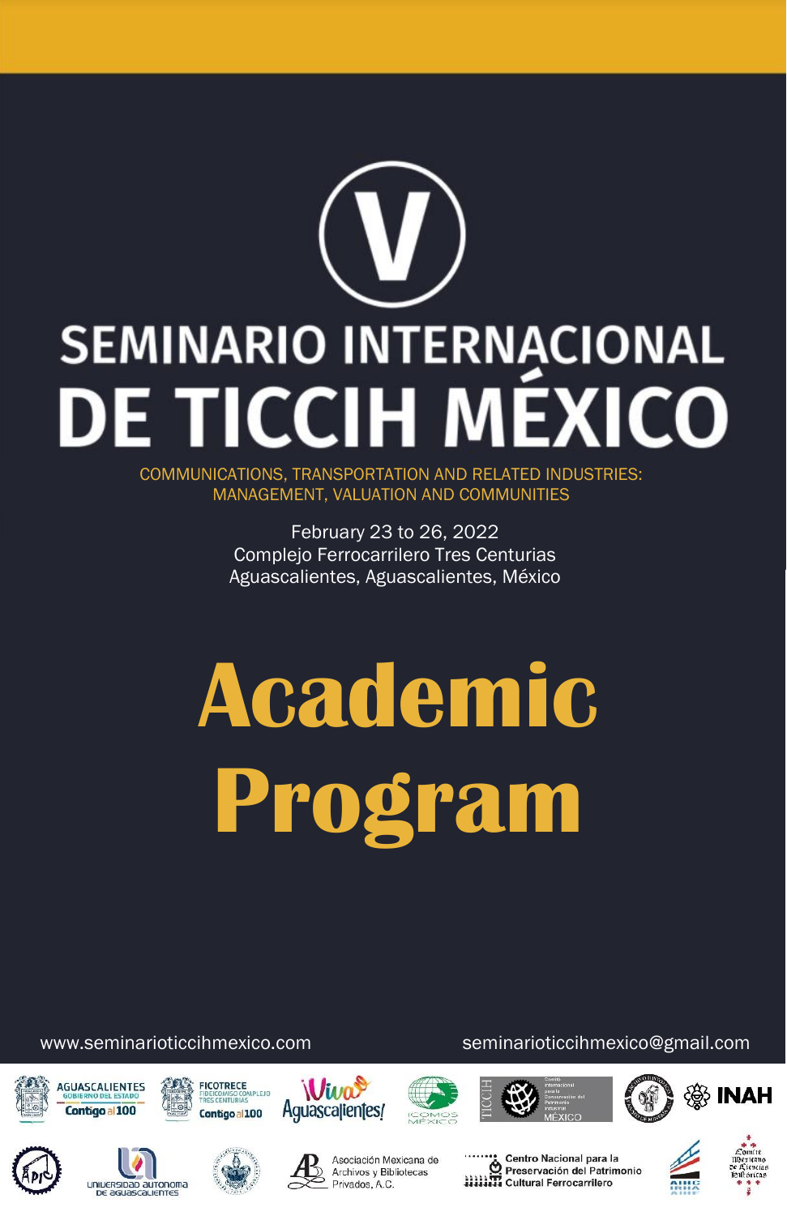# V

# SEMINARIO INTERNACIONAL DE TICCIH MÉXICO

COMMUNICATIONS, TRANSPORTATION AND RELATED INDUSTRIES: MANAGEMENT, VALUATION AND COMMUNITIES

February 23 to 26, 2022
Complejo Ferrocarrilero Tres Centurias
Aguascalientes, Aguascalientes, México

# Academic Program

www.seminarioticcihmexico.com

seminarioticcihmexico@gmail.com

AGUASCALIENTES GOBIERNO DEL ESTADO Contigo al 100

FICOTRECE FIDEICOMISO COMPLEJO TRES CENTURIAS Contigo al 100

¡Viva Aguascalientes!

ICOMOS MÉXICO

TICCIH Comité Internacional para la Conservación del Patrimonio Industrial MÉXICO

INAH

UNIVERSIDAD AUTÓNOMA DE AGUASCALIENTES

Asociación Mexicana de Archivos y Bibliotecas Privados, A.C.

Centro Nacional para la Preservación del Patrimonio Cultural Ferrocarrilero

Comité Mexicano de Ciencias Históricas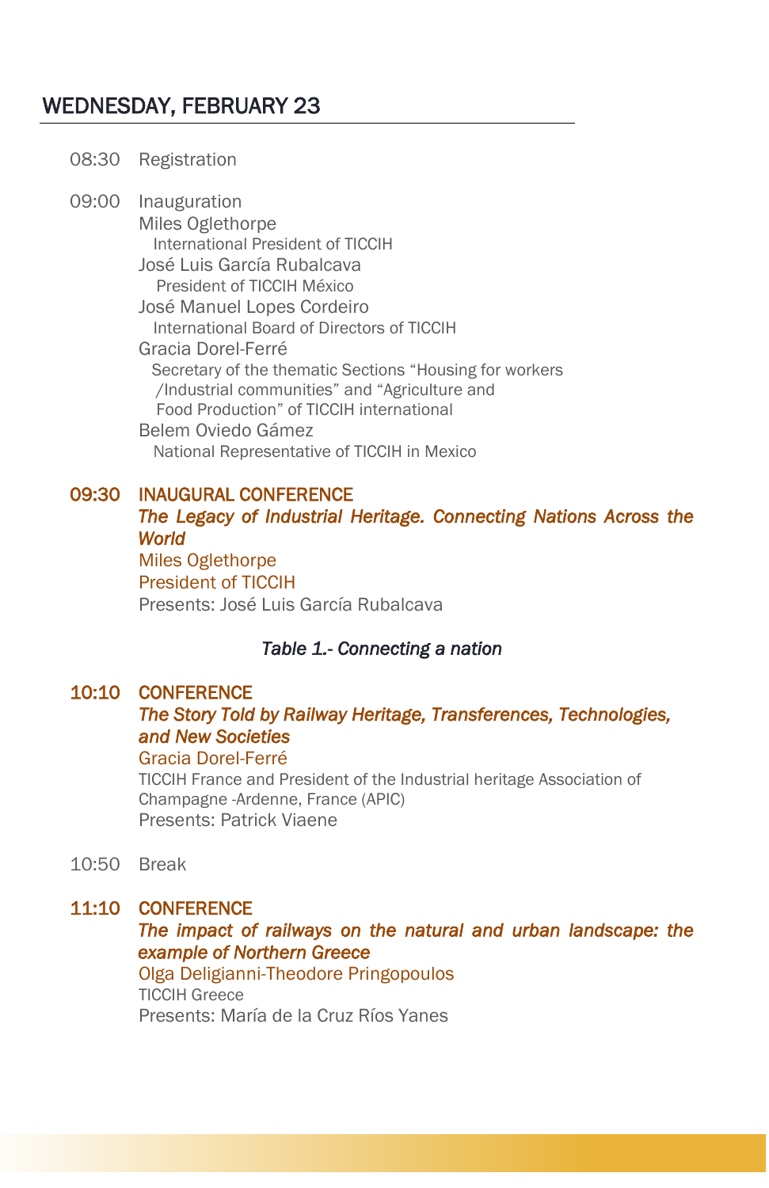## WEDNESDAY, FEBRUARY 23

08:30 Registration

09:00 Inauguration
Miles Oglethorpe
International President of TICCIH
José Luis García Rubalcava
President of TICCIH México
José Manuel Lopes Cordeiro
International Board of Directors of TICCIH
Gracia Dorel-Ferré
Secretary of the thematic Sections “Housing for workers /Industrial communities” and “Agriculture and Food Production” of TICCIH international
Belem Oviedo Gámez
National Representative of TICCIH in Mexico

**09:30 INAUGURAL CONFERENCE**
***The Legacy of Industrial Heritage. Connecting Nations Across the World***
Miles Oglethorpe
President of TICCIH
Presents: José Luis García Rubalcava

*Table 1.- Connecting a nation*

**10:10 CONFERENCE**
***The Story Told by Railway Heritage, Transferences, Technologies, and New Societies***
Gracia Dorel-Ferré
TICCIH France and President of the Industrial heritage Association of Champagne -Ardenne, France (APIC)
Presents: Patrick Viaene

10:50 Break

**11:10 CONFERENCE**
***The impact of railways on the natural and urban landscape: the example of Northern Greece***
Olga Deligianni-Theodore Pringopoulos
TICCIH Greece
Presents: María de la Cruz Ríos Yanes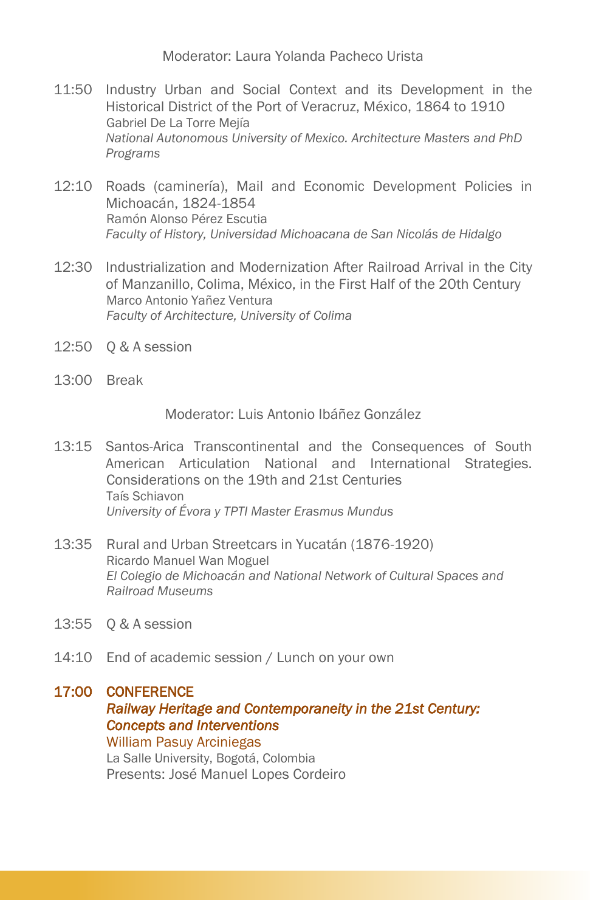Moderator: Laura Yolanda Pacheco Urista

11:50 Industry Urban and Social Context and its Development in the Historical District of the Port of Veracruz, México, 1864 to 1910
Gabriel De La Torre Mejía
*National Autonomous University of Mexico. Architecture Masters and PhD Programs*

12:10 Roads (caminería), Mail and Economic Development Policies in Michoacán, 1824-1854
Ramón Alonso Pérez Escutia
*Faculty of History, Universidad Michoacana de San Nicolás de Hidalgo*

12:30 Industrialization and Modernization After Railroad Arrival in the City of Manzanillo, Colima, México, in the First Half of the 20th Century
Marco Antonio Yañez Ventura
*Faculty of Architecture, University of Colima*

12:50 Q & A session

13:00 Break

Moderator: Luis Antonio Ibáñez González

13:15 Santos-Arica Transcontinental and the Consequences of South American Articulation National and International Strategies. Considerations on the 19th and 21st Centuries
Taís Schiavon
*University of Évora y TPTI Master Erasmus Mundus*

13:35 Rural and Urban Streetcars in Yucatán (1876-1920)
Ricardo Manuel Wan Moguel
*El Colegio de Michoacán and National Network of Cultural Spaces and Railroad Museums*

13:55 Q & A session

14:10 End of academic session / Lunch on your own

**17:00 CONFERENCE**
***Railway Heritage and Contemporaneity in the 21st Century: Concepts and Interventions***
William Pasuy Arciniegas
La Salle University, Bogotá, Colombia
Presents: José Manuel Lopes Cordeiro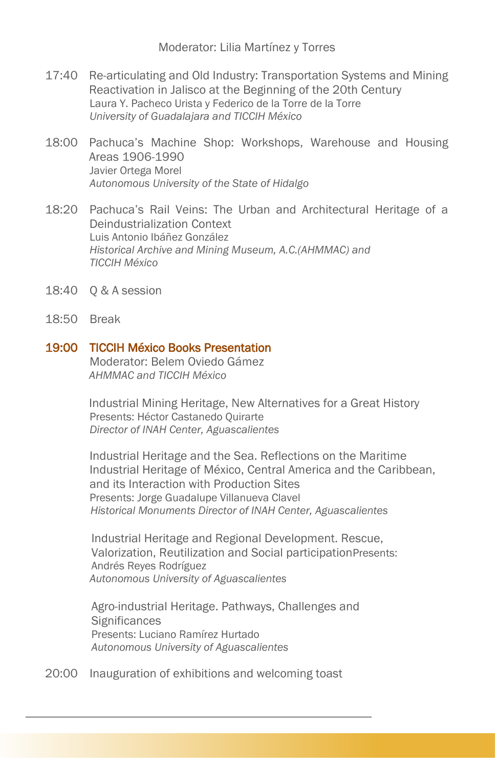Moderator: Lilia Martínez y Torres

17:40 Re-articulating and Old Industry: Transportation Systems and Mining Reactivation in Jalisco at the Beginning of the 20th Century
Laura Y. Pacheco Urista y Federico de la Torre de la Torre
*University of Guadalajara and TICCIH México*

18:00 Pachuca's Machine Shop: Workshops, Warehouse and Housing Areas 1906-1990
Javier Ortega Morel
*Autonomous University of the State of Hidalgo*

18:20 Pachuca's Rail Veins: The Urban and Architectural Heritage of a Deindustrialization Context
Luis Antonio Ibáñez González
*Historical Archive and Mining Museum, A.C.(AHMMAC) and TICCIH México*

18:40 Q & A session

18:50 Break

**19:00 TICCIH México Books Presentation**
Moderator: Belem Oviedo Gámez
*AHMMAC and TICCIH México*

Industrial Mining Heritage, New Alternatives for a Great History
Presents: Héctor Castanedo Quirarte
*Director of INAH Center, Aguascalientes*

Industrial Heritage and the Sea. Reflections on the Maritime Industrial Heritage of México, Central America and the Caribbean, and its Interaction with Production Sites
Presents: Jorge Guadalupe Villanueva Clavel
*Historical Monuments Director of INAH Center, Aguascalientes*

Industrial Heritage and Regional Development. Rescue, Valorization, Reutilization and Social participationPresents: Andrés Reyes Rodríguez
*Autonomous University of Aguascalientes*

Agro-industrial Heritage. Pathways, Challenges and Significances
Presents: Luciano Ramírez Hurtado
*Autonomous University of Aguascalientes*

20:00 Inauguration of exhibitions and welcoming toast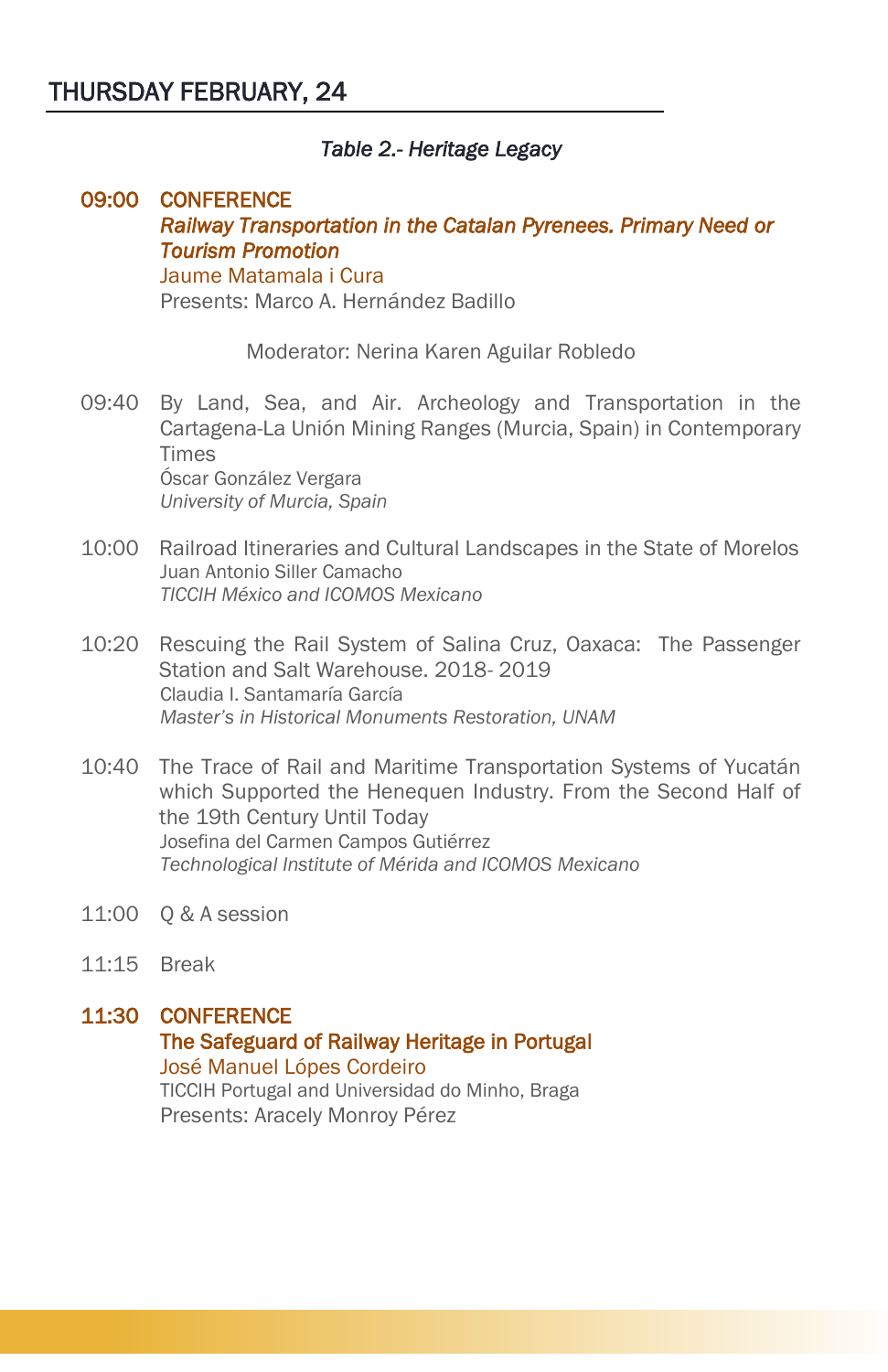## THURSDAY FEBRUARY, 24

*Table 2.- Heritage Legacy*

**09:00 CONFERENCE**
***Railway Transportation in the Catalan Pyrenees. Primary Need or Tourism Promotion***
Jaume Matamala i Cura
Presents: Marco A. Hernández Badillo

Moderator: Nerina Karen Aguilar Robledo

09:40 By Land, Sea, and Air. Archeology and Transportation in the Cartagena-La Unión Mining Ranges (Murcia, Spain) in Contemporary Times
Óscar González Vergara
*University of Murcia, Spain*

10:00 Railroad Itineraries and Cultural Landscapes in the State of Morelos
Juan Antonio Siller Camacho
*TICCIH México and ICOMOS Mexicano*

10:20 Rescuing the Rail System of Salina Cruz, Oaxaca: The Passenger Station and Salt Warehouse. 2018- 2019
Claudia I. Santamaría García
*Master's in Historical Monuments Restoration, UNAM*

10:40 The Trace of Rail and Maritime Transportation Systems of Yucatán which Supported the Henequen Industry. From the Second Half of the 19th Century Until Today
Josefina del Carmen Campos Gutiérrez
*Technological Institute of Mérida and ICOMOS Mexicano*

11:00 Q & A session

11:15 Break

**11:30 CONFERENCE**
**The Safeguard of Railway Heritage in Portugal**
José Manuel Lópes Cordeiro
TICCIH Portugal and Universidad do Minho, Braga
Presents: Aracely Monroy Pérez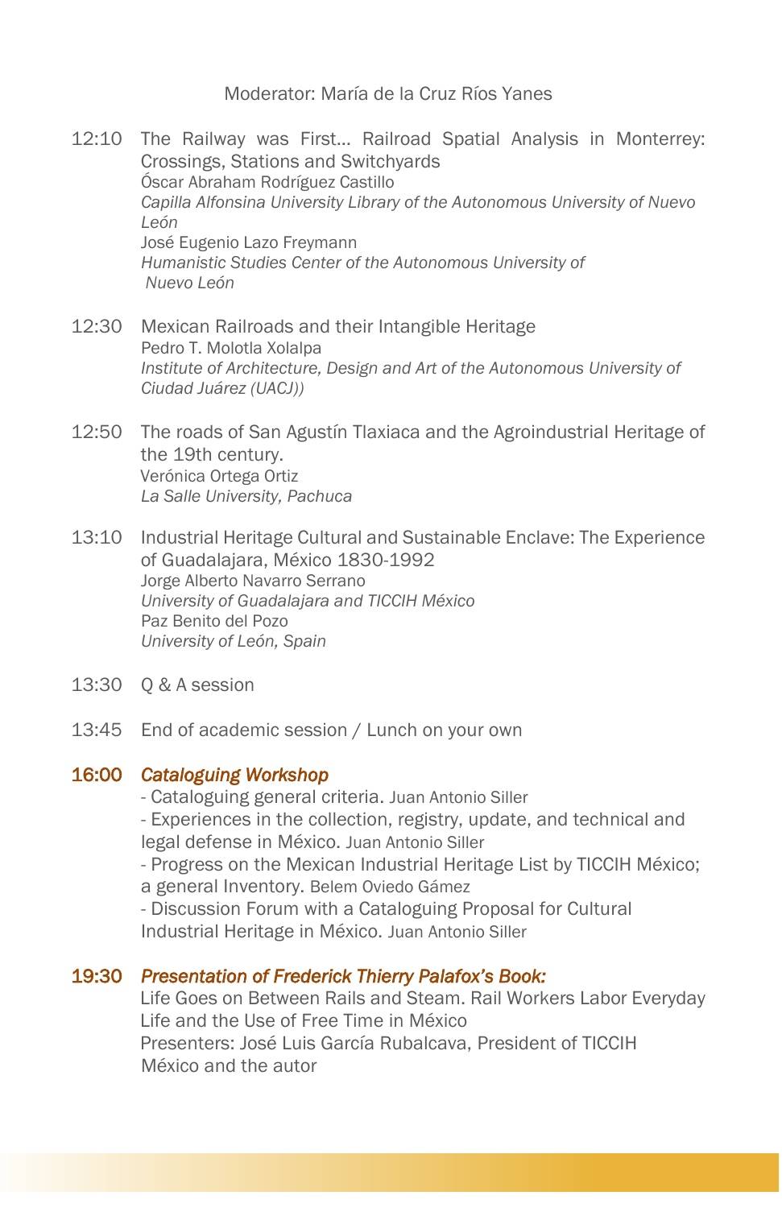Moderator: María de la Cruz Ríos Yanes

12:10 The Railway was First… Railroad Spatial Analysis in Monterrey: Crossings, Stations and Switchyards
Óscar Abraham Rodríguez Castillo
*Capilla Alfonsina University Library of the Autonomous University of Nuevo León*
José Eugenio Lazo Freymann
*Humanistic Studies Center of the Autonomous University of Nuevo León*

12:30 Mexican Railroads and their Intangible Heritage
Pedro T. Molotla Xolalpa
*Institute of Architecture, Design and Art of the Autonomous University of Ciudad Juárez (UACJ))*

12:50 The roads of San Agustín Tlaxiaca and the Agroindustrial Heritage of the 19th century.
Verónica Ortega Ortiz
*La Salle University, Pachuca*

13:10 Industrial Heritage Cultural and Sustainable Enclave: The Experience of Guadalajara, México 1830-1992
Jorge Alberto Navarro Serrano
*University of Guadalajara and TICCIH México*
Paz Benito del Pozo
*University of León, Spain*

13:30 Q & A session

13:45 End of academic session / Lunch on your own

**16:00** ***Cataloguing Workshop***
- Cataloguing general criteria. Juan Antonio Siller
- Experiences in the collection, registry, update, and technical and legal defense in México. Juan Antonio Siller
- Progress on the Mexican Industrial Heritage List by TICCIH México; a general Inventory. Belem Oviedo Gámez
- Discussion Forum with a Cataloguing Proposal for Cultural Industrial Heritage in México. Juan Antonio Siller

**19:30** ***Presentation of Frederick Thierry Palafox's Book:***
Life Goes on Between Rails and Steam. Rail Workers Labor Everyday Life and the Use of Free Time in México
Presenters: José Luis García Rubalcava, President of TICCIH México and the autor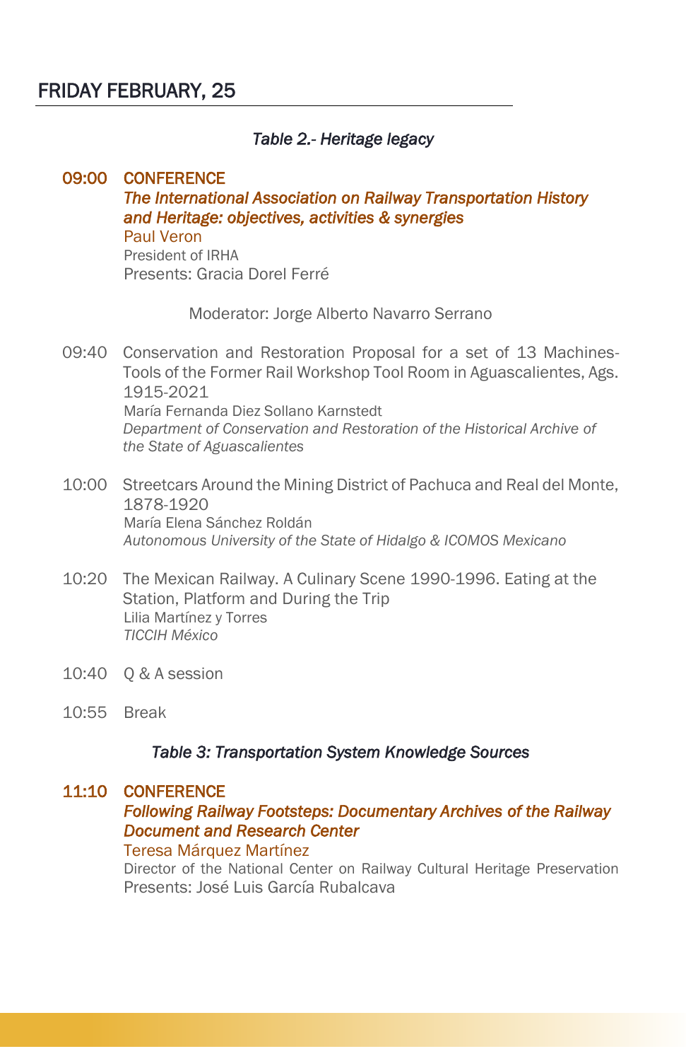## FRIDAY FEBRUARY, 25

*Table 2.- Heritage legacy*

**09:00 CONFERENCE**
*The International Association on Railway Transportation History and Heritage: objectives, activities & synergies*
Paul Veron
President of IRHA
Presents: Gracia Dorel Ferré

Moderator: Jorge Alberto Navarro Serrano

09:40 Conservation and Restoration Proposal for a set of 13 Machines-Tools of the Former Rail Workshop Tool Room in Aguascalientes, Ags. 1915-2021
María Fernanda Diez Sollano Karnstedt
*Department of Conservation and Restoration of the Historical Archive of the State of Aguascalientes*

10:00 Streetcars Around the Mining District of Pachuca and Real del Monte, 1878-1920
María Elena Sánchez Roldán
*Autonomous University of the State of Hidalgo & ICOMOS Mexicano*

10:20 The Mexican Railway. A Culinary Scene 1990-1996. Eating at the Station, Platform and During the Trip
Lilia Martínez y Torres
*TICCIH México*

10:40 Q & A session

10:55 Break

*Table 3: Transportation System Knowledge Sources*

**11:10 CONFERENCE**
*Following Railway Footsteps: Documentary Archives of the Railway Document and Research Center*
Teresa Márquez Martínez
Director of the National Center on Railway Cultural Heritage Preservation
Presents: José Luis García Rubalcava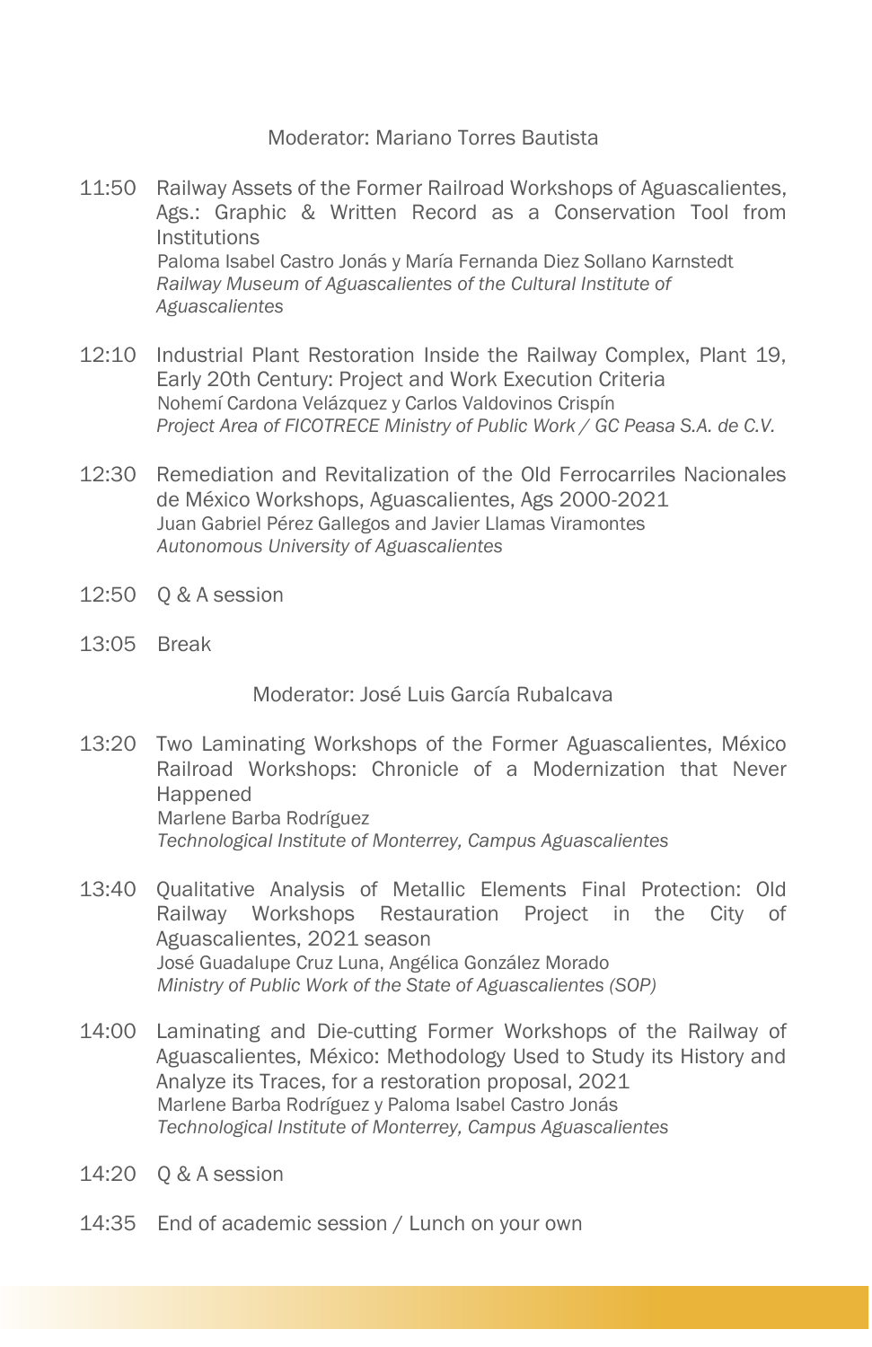Moderator: Mariano Torres Bautista

11:50 Railway Assets of the Former Railroad Workshops of Aguascalientes, Ags.: Graphic & Written Record as a Conservation Tool from Institutions
Paloma Isabel Castro Jonás y María Fernanda Diez Sollano Karnstedt
*Railway Museum of Aguascalientes of the Cultural Institute of Aguascalientes*

12:10 Industrial Plant Restoration Inside the Railway Complex, Plant 19, Early 20th Century: Project and Work Execution Criteria
Nohemí Cardona Velázquez y Carlos Valdovinos Crispín
*Project Area of FICOTRECE Ministry of Public Work / GC Peasa S.A. de C.V.*

12:30 Remediation and Revitalization of the Old Ferrocarriles Nacionales de México Workshops, Aguascalientes, Ags 2000-2021
Juan Gabriel Pérez Gallegos and Javier Llamas Viramontes
*Autonomous University of Aguascalientes*

12:50 Q & A session

13:05 Break

Moderator: José Luis García Rubalcava

13:20 Two Laminating Workshops of the Former Aguascalientes, México Railroad Workshops: Chronicle of a Modernization that Never Happened
Marlene Barba Rodríguez
*Technological Institute of Monterrey, Campus Aguascalientes*

13:40 Qualitative Analysis of Metallic Elements Final Protection: Old Railway Workshops Restauration Project in the City of Aguascalientes, 2021 season
José Guadalupe Cruz Luna, Angélica González Morado
*Ministry of Public Work of the State of Aguascalientes (SOP)*

14:00 Laminating and Die-cutting Former Workshops of the Railway of Aguascalientes, México: Methodology Used to Study its History and Analyze its Traces, for a restoration proposal, 2021
Marlene Barba Rodríguez y Paloma Isabel Castro Jonás
*Technological Institute of Monterrey, Campus Aguascalientes*

14:20 Q & A session

14:35 End of academic session / Lunch on your own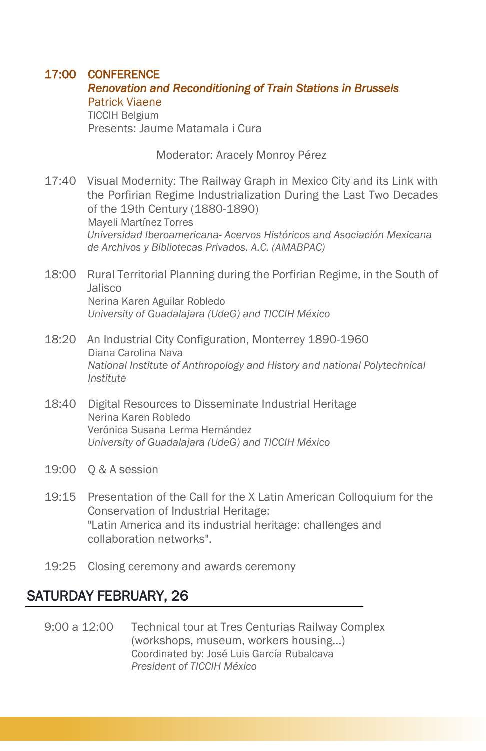**17:00 CONFERENCE**
***Renovation and Reconditioning of Train Stations in Brussels***
Patrick Viaene
TICCIH Belgium
Presents: Jaume Matamala i Cura

Moderator: Aracely Monroy Pérez

17:40 Visual Modernity: The Railway Graph in Mexico City and its Link with the Porfirian Regime Industrialization During the Last Two Decades of the 19th Century (1880-1890)
Mayeli Martínez Torres
*Universidad Iberoamericana- Acervos Históricos and Asociación Mexicana de Archivos y Bibliotecas Privados, A.C. (AMABPAC)*

18:00 Rural Territorial Planning during the Porfirian Regime, in the South of Jalisco
Nerina Karen Aguilar Robledo
*University of Guadalajara (UdeG) and TICCIH México*

18:20 An Industrial City Configuration, Monterrey 1890-1960
Diana Carolina Nava
*National Institute of Anthropology and History and national Polytechnical Institute*

18:40 Digital Resources to Disseminate Industrial Heritage
Nerina Karen Robledo
Verónica Susana Lerma Hernández
*University of Guadalajara (UdeG) and TICCIH México*

19:00 Q & A session

19:15 Presentation of the Call for the X Latin American Colloquium for the Conservation of Industrial Heritage:
"Latin America and its industrial heritage: challenges and collaboration networks".

19:25 Closing ceremony and awards ceremony

## SATURDAY FEBRUARY, 26

9:00 a 12:00 Technical tour at Tres Centurias Railway Complex (workshops, museum, workers housing...)
Coordinated by: José Luis García Rubalcava
*President of TICCIH México*